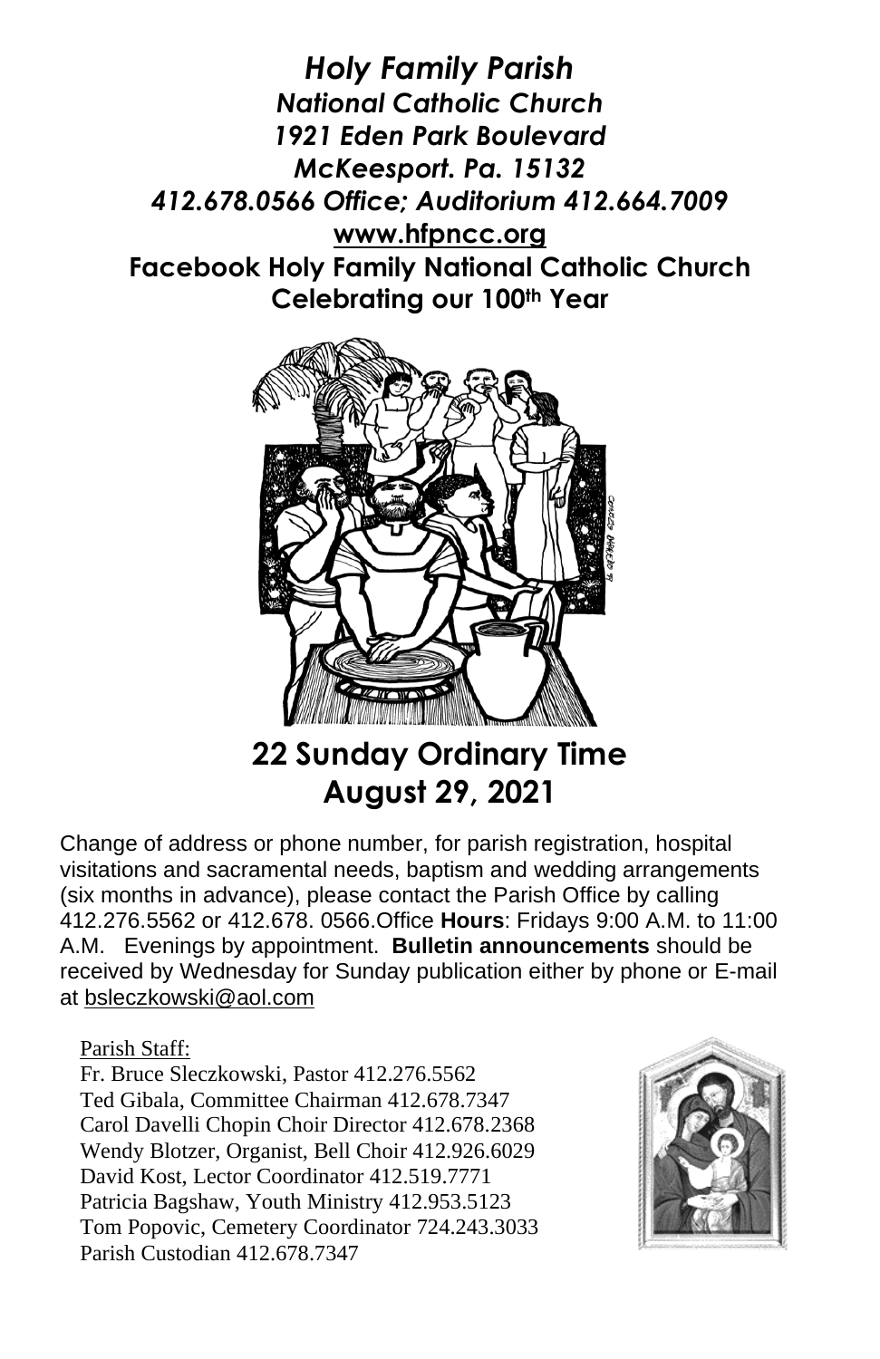# *Holy Family Parish*

***National Catholic Church***
***1921 Eden Park Boulevard***
***McKeesport. Pa. 15132***
***412.678.0566 Office; Auditorium 412.664.7009***
**www.hfpncc.org**
**Facebook Holy Family National Catholic Church**
**Celebrating our 100th Year**

## 22 Sunday Ordinary Time
## August 29, 2021

Change of address or phone number, for parish registration, hospital visitations and sacramental needs, baptism and wedding arrangements (six months in advance), please contact the Parish Office by calling 412.276.5562 or 412.678. 0566.Office **Hours**: Fridays 9:00 A.M. to 11:00 A.M. Evenings by appointment. **Bulletin announcements** should be received by Wednesday for Sunday publication either by phone or E-mail at bsleczkowski@aol.com

Parish Staff:

Fr. Bruce Sleczkowski, Pastor 412.276.5562
Ted Gibala, Committee Chairman 412.678.7347
Carol Davelli Chopin Choir Director 412.678.2368
Wendy Blotzer, Organist, Bell Choir 412.926.6029
David Kost, Lector Coordinator 412.519.7771
Patricia Bagshaw, Youth Ministry 412.953.5123
Tom Popovic, Cemetery Coordinator 724.243.3033
Parish Custodian 412.678.7347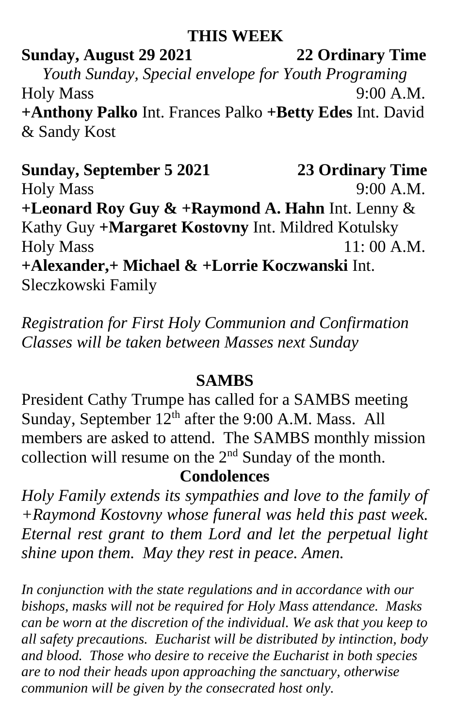## THIS WEEK

**Sunday, August 29 2021 22 Ordinary Time**

*Youth Sunday, Special envelope for Youth Programing*

Holy Mass 9:00 A.M.

**+Anthony Palko** Int. Frances Palko **+Betty Edes** Int. David & Sandy Kost

**Sunday, September 5 2021 23 Ordinary Time**

Holy Mass 9:00 A.M.

**+Leonard Roy Guy & +Raymond A. Hahn** Int. Lenny & Kathy Guy **+Margaret Kostovny** Int. Mildred Kotulsky

Holy Mass 11: 00 A.M.

**+Alexander,+ Michael & +Lorrie Koczwanski** Int. Sleczkowski Family

*Registration for First Holy Communion and Confirmation Classes will be taken between Masses next Sunday*

## SAMBS

President Cathy Trumpe has called for a SAMBS meeting Sunday, September 12th after the 9:00 A.M. Mass. All members are asked to attend. The SAMBS monthly mission collection will resume on the 2nd Sunday of the month.

## Condolences

*Holy Family extends its sympathies and love to the family of +Raymond Kostovny whose funeral was held this past week. Eternal rest grant to them Lord and let the perpetual light shine upon them. May they rest in peace. Amen.*

*In conjunction with the state regulations and in accordance with our bishops, masks will not be required for Holy Mass attendance. Masks can be worn at the discretion of the individual. We ask that you keep to all safety precautions. Eucharist will be distributed by intinction, body and blood. Those who desire to receive the Eucharist in both species are to nod their heads upon approaching the sanctuary, otherwise communion will be given by the consecrated host only.*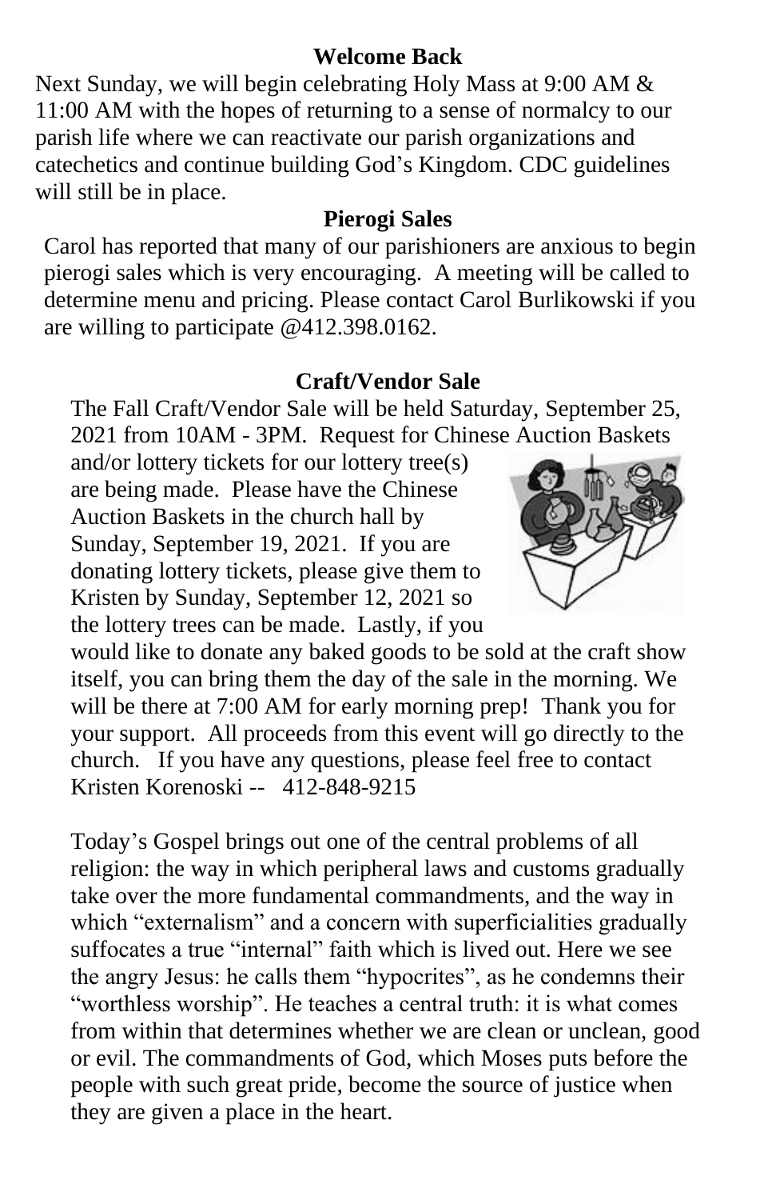## Welcome Back

Next Sunday, we will begin celebrating Holy Mass at 9:00 AM & 11:00 AM with the hopes of returning to a sense of normalcy to our parish life where we can reactivate our parish organizations and catechetics and continue building God's Kingdom. CDC guidelines will still be in place.

## Pierogi Sales

Carol has reported that many of our parishioners are anxious to begin pierogi sales which is very encouraging. A meeting will be called to determine menu and pricing. Please contact Carol Burlikowski if you are willing to participate @412.398.0162.

## Craft/Vendor Sale

The Fall Craft/Vendor Sale will be held Saturday, September 25, 2021 from 10AM - 3PM. Request for Chinese Auction Baskets and/or lottery tickets for our lottery tree(s) are being made. Please have the Chinese Auction Baskets in the church hall by Sunday, September 19, 2021. If you are donating lottery tickets, please give them to Kristen by Sunday, September 12, 2021 so the lottery trees can be made. Lastly, if you would like to donate any baked goods to be sold at the craft show itself, you can bring them the day of the sale in the morning. We will be there at 7:00 AM for early morning prep! Thank you for your support. All proceeds from this event will go directly to the church. If you have any questions, please feel free to contact Kristen Korenoski -- 412-848-9215

Today's Gospel brings out one of the central problems of all religion: the way in which peripheral laws and customs gradually take over the more fundamental commandments, and the way in which "externalism" and a concern with superficialities gradually suffocates a true "internal" faith which is lived out. Here we see the angry Jesus: he calls them "hypocrites", as he condemns their "worthless worship". He teaches a central truth: it is what comes from within that determines whether we are clean or unclean, good or evil. The commandments of God, which Moses puts before the people with such great pride, become the source of justice when they are given a place in the heart.